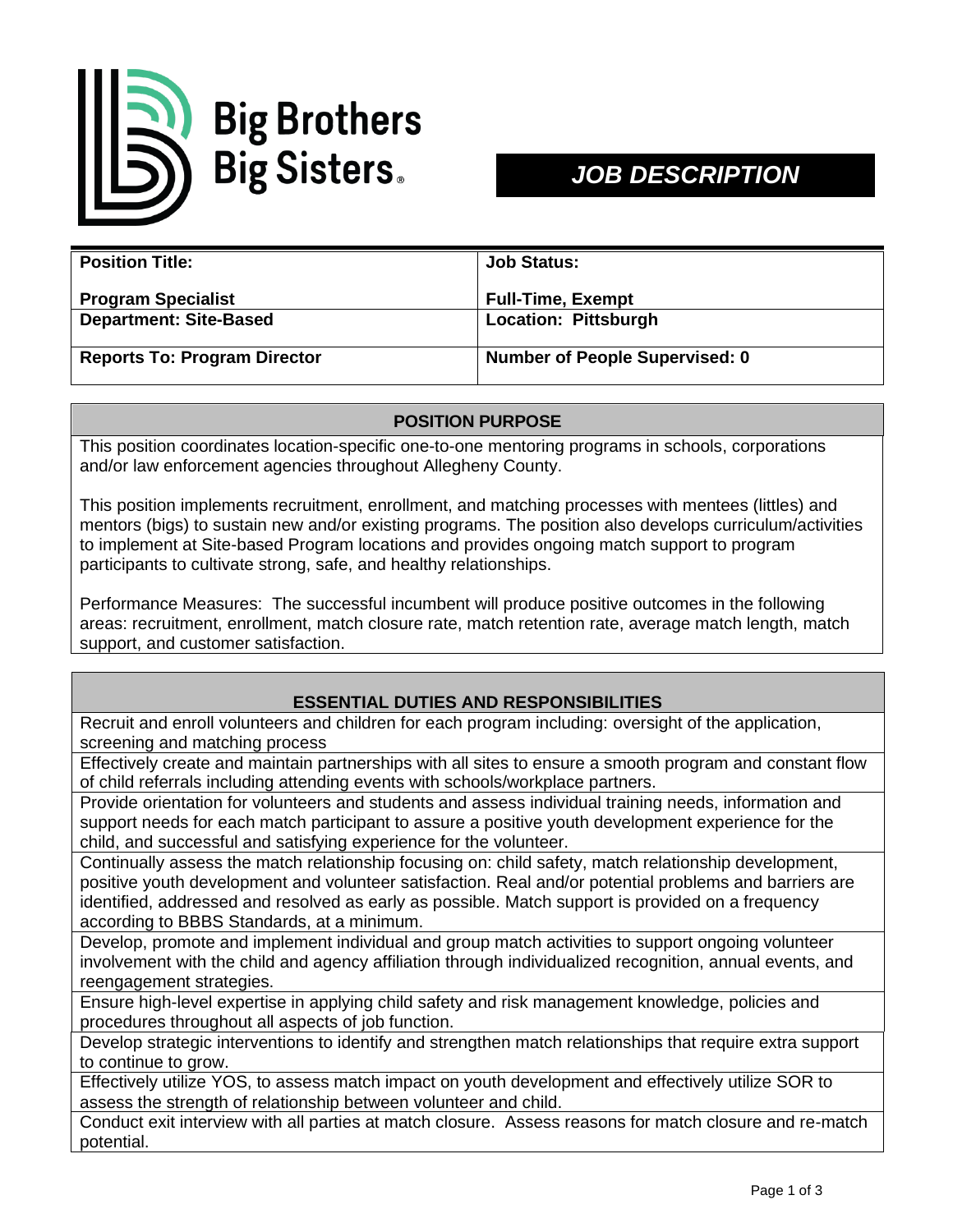Big Brothers Big Sisters

# JOB DESCRIPTION

| Position Title: | Job Status: |
| --- | --- |
| **Program Specialist** | **Full-Time, Exempt** |
| **Department: Site-Based** | **Location: Pittsburgh** |
| **Reports To: Program Director** | **Number of People Supervised: 0** |

## POSITION PURPOSE

This position coordinates location-specific one-to-one mentoring programs in schools, corporations and/or law enforcement agencies throughout Allegheny County.

This position implements recruitment, enrollment, and matching processes with mentees (littles) and mentors (bigs) to sustain new and/or existing programs. The position also develops curriculum/activities to implement at Site-based Program locations and provides ongoing match support to program participants to cultivate strong, safe, and healthy relationships.

Performance Measures: The successful incumbent will produce positive outcomes in the following areas: recruitment, enrollment, match closure rate, match retention rate, average match length, match support, and customer satisfaction.

## ESSENTIAL DUTIES AND RESPONSIBILITIES

- Recruit and enroll volunteers and children for each program including: oversight of the application, screening and matching process
- Effectively create and maintain partnerships with all sites to ensure a smooth program and constant flow of child referrals including attending events with schools/workplace partners.
- Provide orientation for volunteers and students and assess individual training needs, information and support needs for each match participant to assure a positive youth development experience for the child, and successful and satisfying experience for the volunteer.
- Continually assess the match relationship focusing on: child safety, match relationship development, positive youth development and volunteer satisfaction. Real and/or potential problems and barriers are identified, addressed and resolved as early as possible. Match support is provided on a frequency according to BBBS Standards, at a minimum.
- Develop, promote and implement individual and group match activities to support ongoing volunteer involvement with the child and agency affiliation through individualized recognition, annual events, and reengagement strategies.
- Ensure high-level expertise in applying child safety and risk management knowledge, policies and procedures throughout all aspects of job function.
- Develop strategic interventions to identify and strengthen match relationships that require extra support to continue to grow.
- Effectively utilize YOS, to assess match impact on youth development and effectively utilize SOR to assess the strength of relationship between volunteer and child.
- Conduct exit interview with all parties at match closure. Assess reasons for match closure and re-match potential.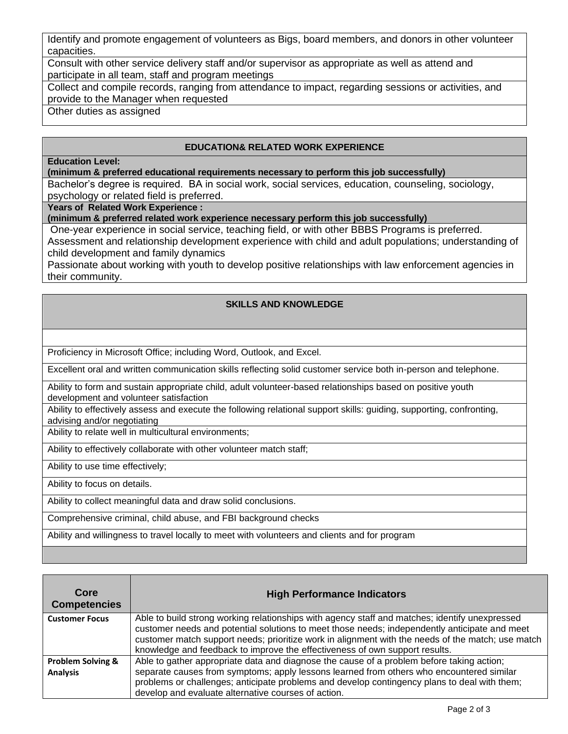Identify and promote engagement of volunteers as Bigs, board members, and donors in other volunteer capacities.

Consult with other service delivery staff and/or supervisor as appropriate as well as attend and participate in all team, staff and program meetings

Collect and compile records, ranging from attendance to impact, regarding sessions or activities, and provide to the Manager when requested

Other duties as assigned

## EDUCATION& RELATED WORK EXPERIENCE

**Education Level:**
**(minimum & preferred educational requirements necessary to perform this job successfully)**

Bachelor's degree is required. BA in social work, social services, education, counseling, sociology, psychology or related field is preferred.

**Years of Related Work Experience :**
**(minimum & preferred related work experience necessary perform this job successfully)**

One-year experience in social service, teaching field, or with other BBBS Programs is preferred.
Assessment and relationship development experience with child and adult populations; understanding of child development and family dynamics
Passionate about working with youth to develop positive relationships with law enforcement agencies in their community.

## SKILLS AND KNOWLEDGE

- Proficiency in Microsoft Office; including Word, Outlook, and Excel.
- Excellent oral and written communication skills reflecting solid customer service both in-person and telephone.
- Ability to form and sustain appropriate child, adult volunteer-based relationships based on positive youth development and volunteer satisfaction
- Ability to effectively assess and execute the following relational support skills: guiding, supporting, confronting, advising and/or negotiating
- Ability to relate well in multicultural environments;
- Ability to effectively collaborate with other volunteer match staff;
- Ability to use time effectively;
- Ability to focus on details.
- Ability to collect meaningful data and draw solid conclusions.
- Comprehensive criminal, child abuse, and FBI background checks
- Ability and willingness to travel locally to meet with volunteers and clients and for program

| Core Competencies | High Performance Indicators |
|---|---|
| **Customer Focus** | Able to build strong working relationships with agency staff and matches; identify unexpressed customer needs and potential solutions to meet those needs; independently anticipate and meet customer match support needs; prioritize work in alignment with the needs of the match; use match knowledge and feedback to improve the effectiveness of own support results. |
| **Problem Solving & Analysis** | Able to gather appropriate data and diagnose the cause of a problem before taking action; separate causes from symptoms; apply lessons learned from others who encountered similar problems or challenges; anticipate problems and develop contingency plans to deal with them; develop and evaluate alternative courses of action. |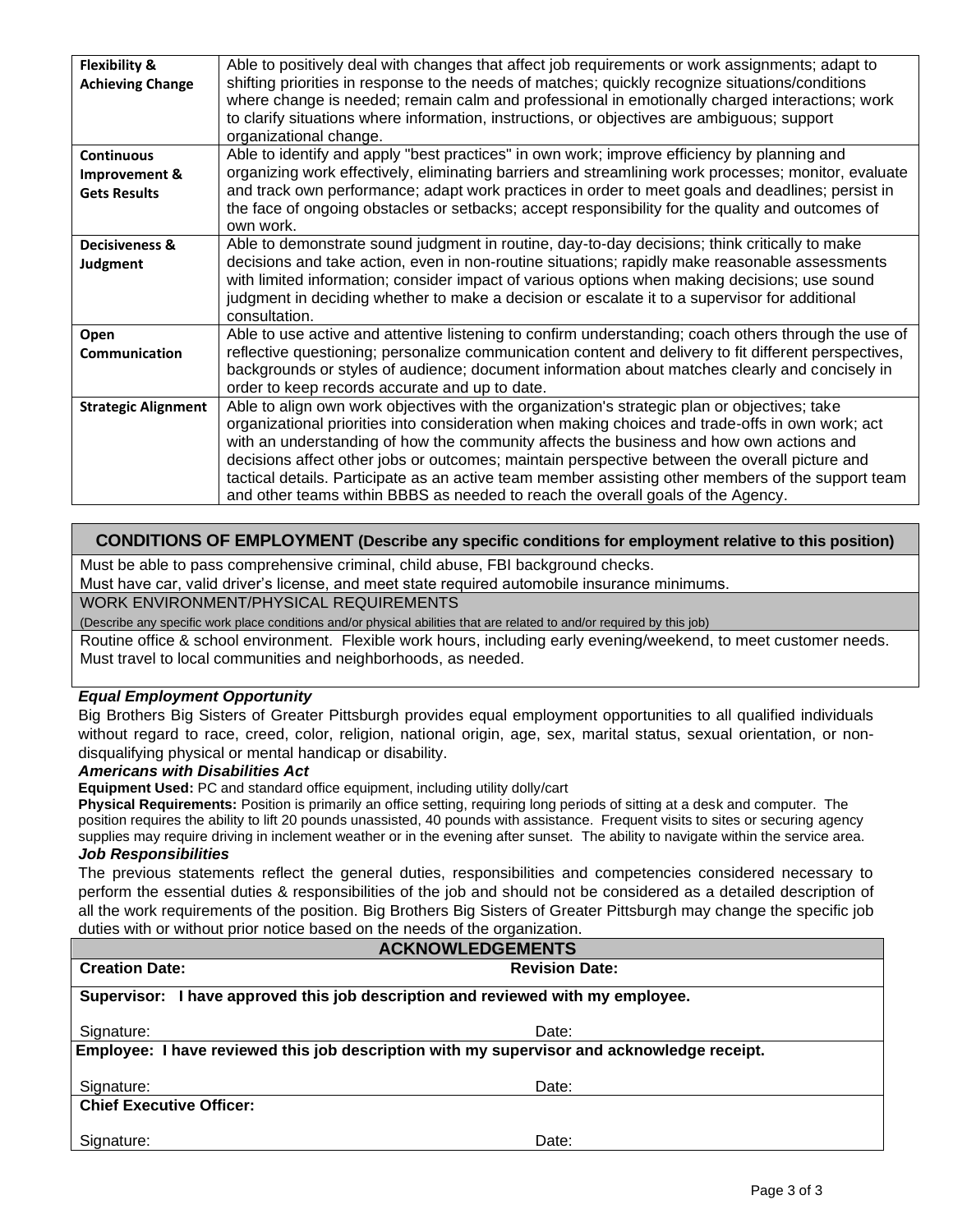| | |
|---|---|
| **Flexibility & Achieving Change** | Able to positively deal with changes that affect job requirements or work assignments; adapt to shifting priorities in response to the needs of matches; quickly recognize situations/conditions where change is needed; remain calm and professional in emotionally charged interactions; work to clarify situations where information, instructions, or objectives are ambiguous; support organizational change. |
| **Continuous Improvement & Gets Results** | Able to identify and apply "best practices" in own work; improve efficiency by planning and organizing work effectively, eliminating barriers and streamlining work processes; monitor, evaluate and track own performance; adapt work practices in order to meet goals and deadlines; persist in the face of ongoing obstacles or setbacks; accept responsibility for the quality and outcomes of own work. |
| **Decisiveness & Judgment** | Able to demonstrate sound judgment in routine, day-to-day decisions; think critically to make decisions and take action, even in non-routine situations; rapidly make reasonable assessments with limited information; consider impact of various options when making decisions; use sound judgment in deciding whether to make a decision or escalate it to a supervisor for additional consultation. |
| **Open Communication** | Able to use active and attentive listening to confirm understanding; coach others through the use of reflective questioning; personalize communication content and delivery to fit different perspectives, backgrounds or styles of audience; document information about matches clearly and concisely in order to keep records accurate and up to date. |
| **Strategic Alignment** | Able to align own work objectives with the organization's strategic plan or objectives; take organizational priorities into consideration when making choices and trade-offs in own work; act with an understanding of how the community affects the business and how own actions and decisions affect other jobs or outcomes; maintain perspective between the overall picture and tactical details. Participate as an active team member assisting other members of the support team and other teams within BBBS as needed to reach the overall goals of the Agency. |

## CONDITIONS OF EMPLOYMENT (Describe any specific conditions for employment relative to this position)

Must be able to pass comprehensive criminal, child abuse, FBI background checks.
Must have car, valid driver's license, and meet state required automobile insurance minimums.

### WORK ENVIRONMENT/PHYSICAL REQUIREMENTS

(Describe any specific work place conditions and/or physical abilities that are related to and/or required by this job)

Routine office & school environment. Flexible work hours, including early evening/weekend, to meet customer needs. Must travel to local communities and neighborhoods, as needed.

***Equal Employment Opportunity***

Big Brothers Big Sisters of Greater Pittsburgh provides equal employment opportunities to all qualified individuals without regard to race, creed, color, religion, national origin, age, sex, marital status, sexual orientation, or non-disqualifying physical or mental handicap or disability.

***Americans with Disabilities Act***

**Equipment Used:** PC and standard office equipment, including utility dolly/cart

**Physical Requirements:** Position is primarily an office setting, requiring long periods of sitting at a desk and computer. The position requires the ability to lift 20 pounds unassisted, 40 pounds with assistance. Frequent visits to sites or securing agency supplies may require driving in inclement weather or in the evening after sunset. The ability to navigate within the service area.

***Job Responsibilities***

The previous statements reflect the general duties, responsibilities and competencies considered necessary to perform the essential duties & responsibilities of the job and should not be considered as a detailed description of all the work requirements of the position. Big Brothers Big Sisters of Greater Pittsburgh may change the specific job duties with or without prior notice based on the needs of the organization.

## ACKNOWLEDGEMENTS

**Creation Date:** **Revision Date:**

**Supervisor: I have approved this job description and reviewed with my employee.**

Signature: Date:

**Employee: I have reviewed this job description with my supervisor and acknowledge receipt.**

Signature: Date:

**Chief Executive Officer:**

Signature: Date: